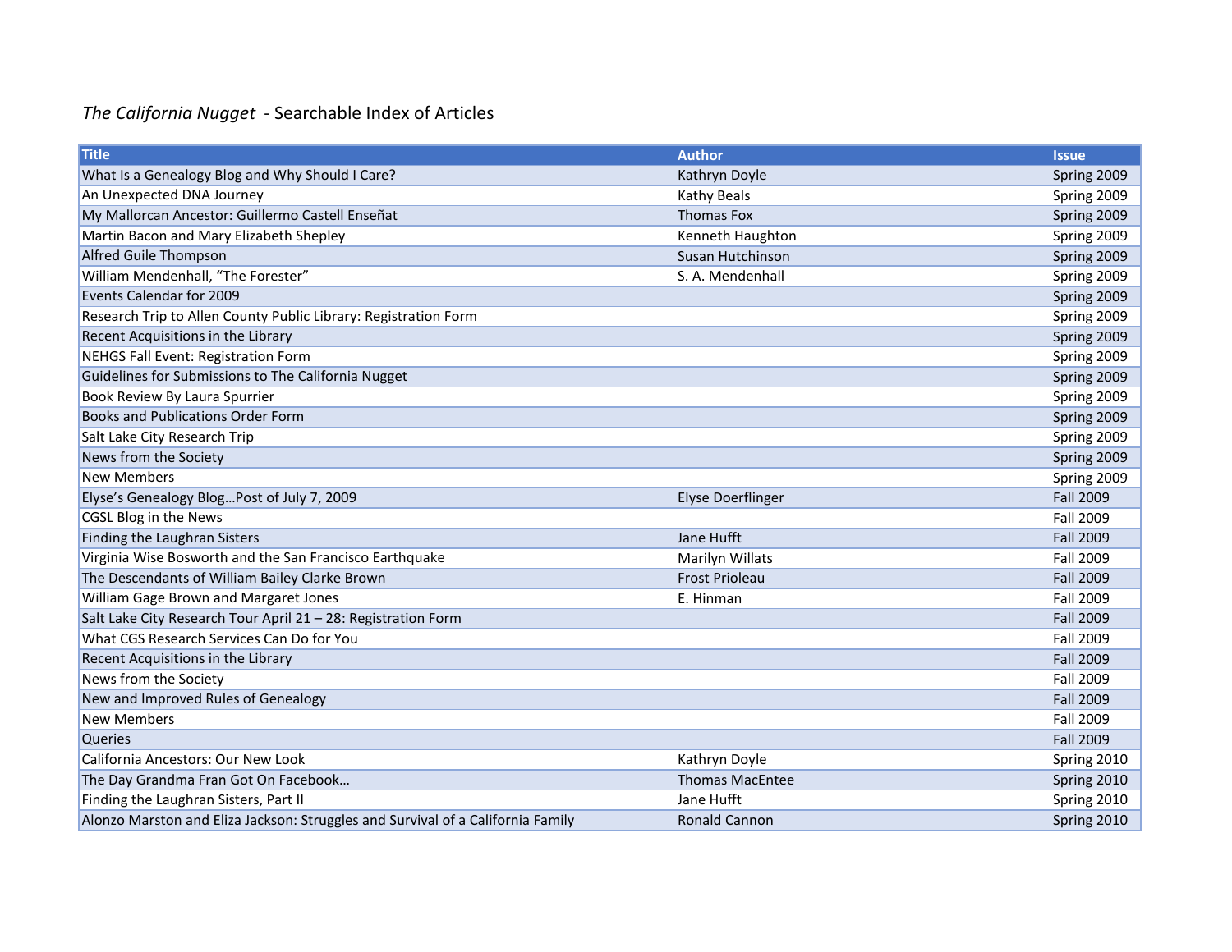*The California Nugget* - Searchable Index of Articles

| Title | Author | Issue |
|---|---|---|
| What Is a Genealogy Blog and Why Should I Care? | Kathryn Doyle | Spring 2009 |
| An Unexpected DNA Journey | Kathy Beals | Spring 2009 |
| My Mallorcan Ancestor: Guillermo Castell Enseñat | Thomas Fox | Spring 2009 |
| Martin Bacon and Mary Elizabeth Shepley | Kenneth Haughton | Spring 2009 |
| Alfred Guile Thompson | Susan Hutchinson | Spring 2009 |
| William Mendenhall, "The Forester" | S. A. Mendenhall | Spring 2009 |
| Events Calendar for 2009 | | Spring 2009 |
| Research Trip to Allen County Public Library: Registration Form | | Spring 2009 |
| Recent Acquisitions in the Library | | Spring 2009 |
| NEHGS Fall Event: Registration Form | | Spring 2009 |
| Guidelines for Submissions to The California Nugget | | Spring 2009 |
| Book Review By Laura Spurrier | | Spring 2009 |
| Books and Publications Order Form | | Spring 2009 |
| Salt Lake City Research Trip | | Spring 2009 |
| News from the Society | | Spring 2009 |
| New Members | | Spring 2009 |
| Elyse's Genealogy Blog…Post of July 7, 2009 | Elyse Doerflinger | Fall 2009 |
| CGSL Blog in the News | | Fall 2009 |
| Finding the Laughran Sisters | Jane Hufft | Fall 2009 |
| Virginia Wise Bosworth and the San Francisco Earthquake | Marilyn Willats | Fall 2009 |
| The Descendants of William Bailey Clarke Brown | Frost Prioleau | Fall 2009 |
| William Gage Brown and Margaret Jones | E. Hinman | Fall 2009 |
| Salt Lake City Research Tour April 21 – 28: Registration Form | | Fall 2009 |
| What CGS Research Services Can Do for You | | Fall 2009 |
| Recent Acquisitions in the Library | | Fall 2009 |
| News from the Society | | Fall 2009 |
| New and Improved Rules of Genealogy | | Fall 2009 |
| New Members | | Fall 2009 |
| Queries | | Fall 2009 |
| California Ancestors: Our New Look | Kathryn Doyle | Spring 2010 |
| The Day Grandma Fran Got On Facebook… | Thomas MacEntee | Spring 2010 |
| Finding the Laughran Sisters, Part II | Jane Hufft | Spring 2010 |
| Alonzo Marston and Eliza Jackson: Struggles and Survival of a California Family | Ronald Cannon | Spring 2010 |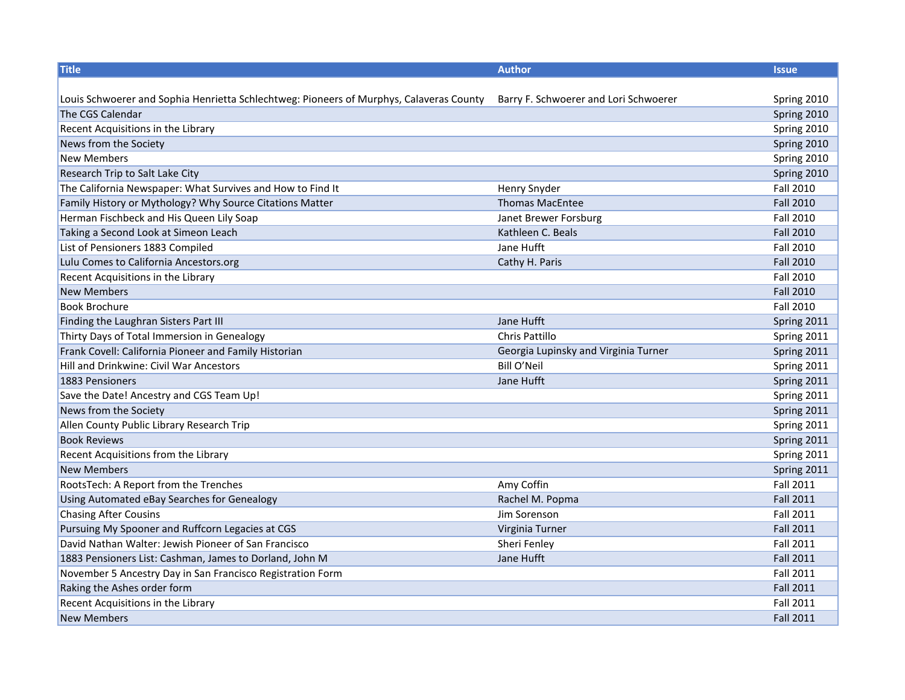| Title | Author | Issue |
|---|---|---|
| Louis Schwoerer and Sophia Henrietta Schlechtweg: Pioneers of Murphys, Calaveras County | Barry F. Schwoerer and Lori Schwoerer | Spring 2010 |
| The CGS Calendar | | Spring 2010 |
| Recent Acquisitions in the Library | | Spring 2010 |
| News from the Society | | Spring 2010 |
| New Members | | Spring 2010 |
| Research Trip to Salt Lake City | | Spring 2010 |
| The California Newspaper: What Survives and How to Find It | Henry Snyder | Fall 2010 |
| Family History or Mythology? Why Source Citations Matter | Thomas MacEntee | Fall 2010 |
| Herman Fischbeck and His Queen Lily Soap | Janet Brewer Forsburg | Fall 2010 |
| Taking a Second Look at Simeon Leach | Kathleen C. Beals | Fall 2010 |
| List of Pensioners 1883 Compiled | Jane Hufft | Fall 2010 |
| Lulu Comes to California Ancestors.org | Cathy H. Paris | Fall 2010 |
| Recent Acquisitions in the Library | | Fall 2010 |
| New Members | | Fall 2010 |
| Book Brochure | | Fall 2010 |
| Finding the Laughran Sisters Part III | Jane Hufft | Spring 2011 |
| Thirty Days of Total Immersion in Genealogy | Chris Pattillo | Spring 2011 |
| Frank Covell: California Pioneer and Family Historian | Georgia Lupinsky and Virginia Turner | Spring 2011 |
| Hill and Drinkwine: Civil War Ancestors | Bill O'Neil | Spring 2011 |
| 1883 Pensioners | Jane Hufft | Spring 2011 |
| Save the Date! Ancestry and CGS Team Up! | | Spring 2011 |
| News from the Society | | Spring 2011 |
| Allen County Public Library Research Trip | | Spring 2011 |
| Book Reviews | | Spring 2011 |
| Recent Acquisitions from the Library | | Spring 2011 |
| New Members | | Spring 2011 |
| RootsTech: A Report from the Trenches | Amy Coffin | Fall 2011 |
| Using Automated eBay Searches for Genealogy | Rachel M. Popma | Fall 2011 |
| Chasing After Cousins | Jim Sorenson | Fall 2011 |
| Pursuing My Spooner and Ruffcorn Legacies at CGS | Virginia Turner | Fall 2011 |
| David Nathan Walter: Jewish Pioneer of San Francisco | Sheri Fenley | Fall 2011 |
| 1883 Pensioners List: Cashman, James to Dorland, John M | Jane Hufft | Fall 2011 |
| November 5 Ancestry Day in San Francisco Registration Form | | Fall 2011 |
| Raking the Ashes order form | | Fall 2011 |
| Recent Acquisitions in the Library | | Fall 2011 |
| New Members | | Fall 2011 |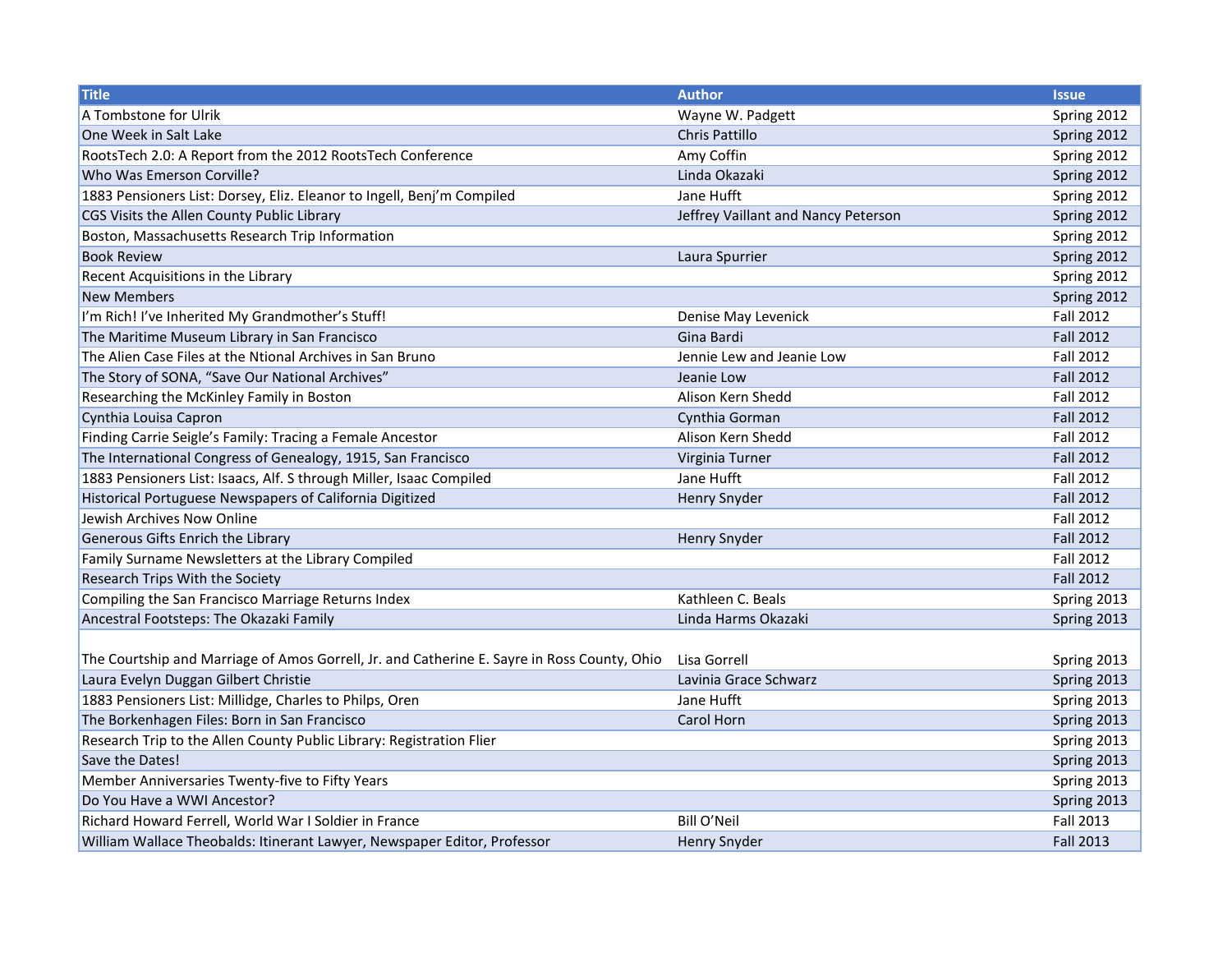| Title | Author | Issue |
|---|---|---|
| A Tombstone for Ulrik | Wayne W. Padgett | Spring 2012 |
| One Week in Salt Lake | Chris Pattillo | Spring 2012 |
| RootsTech 2.0: A Report from the 2012 RootsTech Conference | Amy Coffin | Spring 2012 |
| Who Was Emerson Corville? | Linda Okazaki | Spring 2012 |
| 1883 Pensioners List: Dorsey, Eliz. Eleanor to Ingell, Benj'm Compiled | Jane Hufft | Spring 2012 |
| CGS Visits the Allen County Public Library | Jeffrey Vaillant and Nancy Peterson | Spring 2012 |
| Boston, Massachusetts Research Trip Information | | Spring 2012 |
| Book Review | Laura Spurrier | Spring 2012 |
| Recent Acquisitions in the Library | | Spring 2012 |
| New Members | | Spring 2012 |
| I'm Rich! I've Inherited My Grandmother's Stuff! | Denise May Levenick | Fall 2012 |
| The Maritime Museum Library in San Francisco | Gina Bardi | Fall 2012 |
| The Alien Case Files at the Ntional Archives in San Bruno | Jennie Lew and Jeanie Low | Fall 2012 |
| The Story of SONA, "Save Our National Archives" | Jeanie Low | Fall 2012 |
| Researching the McKinley Family in Boston | Alison Kern Shedd | Fall 2012 |
| Cynthia Louisa Capron | Cynthia Gorman | Fall 2012 |
| Finding Carrie Seigle's Family: Tracing a Female Ancestor | Alison Kern Shedd | Fall 2012 |
| The International Congress of Genealogy, 1915, San Francisco | Virginia Turner | Fall 2012 |
| 1883 Pensioners List: Isaacs, Alf. S through Miller, Isaac Compiled | Jane Hufft | Fall 2012 |
| Historical Portuguese Newspapers of California Digitized | Henry Snyder | Fall 2012 |
| Jewish Archives Now Online | | Fall 2012 |
| Generous Gifts Enrich the Library | Henry Snyder | Fall 2012 |
| Family Surname Newsletters at the Library Compiled | | Fall 2012 |
| Research Trips With the Society | | Fall 2012 |
| Compiling the San Francisco Marriage Returns Index | Kathleen C. Beals | Spring 2013 |
| Ancestral Footsteps: The Okazaki Family | Linda Harms Okazaki | Spring 2013 |
| The Courtship and Marriage of Amos Gorrell, Jr. and Catherine E. Sayre in Ross County, Ohio | Lisa Gorrell | Spring 2013 |
| Laura Evelyn Duggan Gilbert Christie | Lavinia Grace Schwarz | Spring 2013 |
| 1883 Pensioners List: Millidge, Charles to Philps, Oren | Jane Hufft | Spring 2013 |
| The Borkenhagen Files: Born in San Francisco | Carol Horn | Spring 2013 |
| Research Trip to the Allen County Public Library: Registration Flier | | Spring 2013 |
| Save the Dates! | | Spring 2013 |
| Member Anniversaries Twenty-five to Fifty Years | | Spring 2013 |
| Do You Have a WWI Ancestor? | | Spring 2013 |
| Richard Howard Ferrell, World War I Soldier in France | Bill O'Neil | Fall 2013 |
| William Wallace Theobalds: Itinerant Lawyer, Newspaper Editor, Professor | Henry Snyder | Fall 2013 |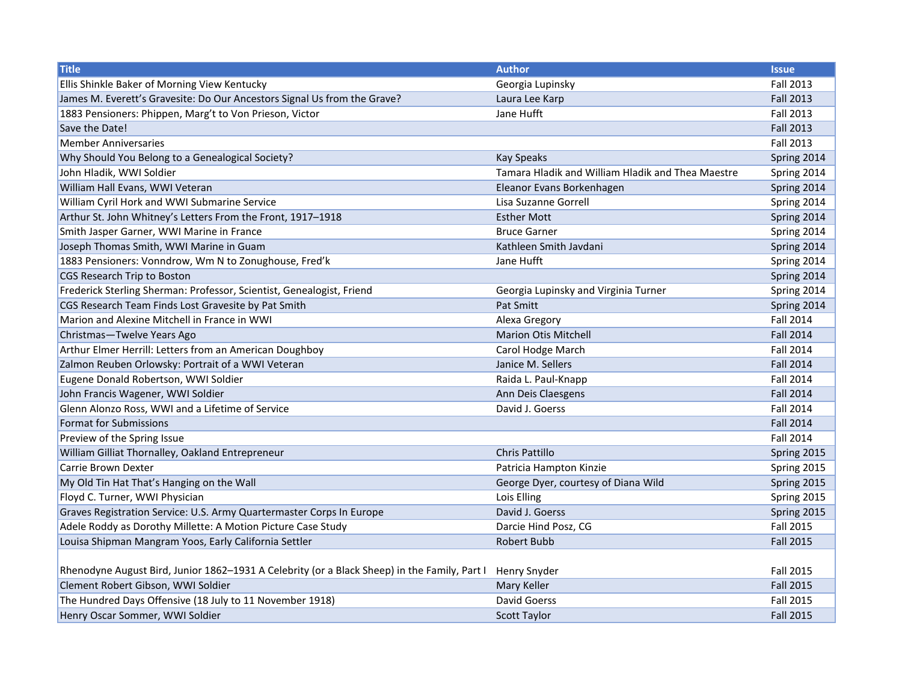| Title | Author | Issue |
|---|---|---|
| Ellis Shinkle Baker of Morning View Kentucky | Georgia Lupinsky | Fall 2013 |
| James M. Everett’s Gravesite: Do Our Ancestors Signal Us from the Grave? | Laura Lee Karp | Fall 2013 |
| 1883 Pensioners: Phippen, Marg’t to Von Prieson, Victor | Jane Hufft | Fall 2013 |
| Save the Date! | | Fall 2013 |
| Member Anniversaries | | Fall 2013 |
| Why Should You Belong to a Genealogical Society? | Kay Speaks | Spring 2014 |
| John Hladik, WWI Soldier | Tamara Hladik and William Hladik and Thea Maestre | Spring 2014 |
| William Hall Evans, WWI Veteran | Eleanor Evans Borkenhagen | Spring 2014 |
| William Cyril Hork and WWI Submarine Service | Lisa Suzanne Gorrell | Spring 2014 |
| Arthur St. John Whitney’s Letters From the Front, 1917–1918 | Esther Mott | Spring 2014 |
| Smith Jasper Garner, WWI Marine in France | Bruce Garner | Spring 2014 |
| Joseph Thomas Smith, WWI Marine in Guam | Kathleen Smith Javdani | Spring 2014 |
| 1883 Pensioners: Vonndrow, Wm N to Zonughouse, Fred’k | Jane Hufft | Spring 2014 |
| CGS Research Trip to Boston | | Spring 2014 |
| Frederick Sterling Sherman: Professor, Scientist, Genealogist, Friend | Georgia Lupinsky and Virginia Turner | Spring 2014 |
| CGS Research Team Finds Lost Gravesite by Pat Smith | Pat Smitt | Spring 2014 |
| Marion and Alexine Mitchell in France in WWI | Alexa Gregory | Fall 2014 |
| Christmas—Twelve Years Ago | Marion Otis Mitchell | Fall 2014 |
| Arthur Elmer Herrill: Letters from an American Doughboy | Carol Hodge March | Fall 2014 |
| Zalmon Reuben Orlowsky: Portrait of a WWI Veteran | Janice M. Sellers | Fall 2014 |
| Eugene Donald Robertson, WWI Soldier | Raida L. Paul-Knapp | Fall 2014 |
| John Francis Wagener, WWI Soldier | Ann Deis Claesgens | Fall 2014 |
| Glenn Alonzo Ross, WWI and a Lifetime of Service | David J. Goerss | Fall 2014 |
| Format for Submissions | | Fall 2014 |
| Preview of the Spring Issue | | Fall 2014 |
| William Gilliat Thornalley, Oakland Entrepreneur | Chris Pattillo | Spring 2015 |
| Carrie Brown Dexter | Patricia Hampton Kinzie | Spring 2015 |
| My Old Tin Hat That’s Hanging on the Wall | George Dyer, courtesy of Diana Wild | Spring 2015 |
| Floyd C. Turner, WWI Physician | Lois Elling | Spring 2015 |
| Graves Registration Service: U.S. Army Quartermaster Corps In Europe | David J. Goerss | Spring 2015 |
| Adele Roddy as Dorothy Millette: A Motion Picture Case Study | Darcie Hind Posz, CG | Fall 2015 |
| Louisa Shipman Mangram Yoos, Early California Settler | Robert Bubb | Fall 2015 |
| Rhenodyne August Bird, Junior 1862–1931 A Celebrity (or a Black Sheep) in the Family, Part I | Henry Snyder | Fall 2015 |
| Clement Robert Gibson, WWI Soldier | Mary Keller | Fall 2015 |
| The Hundred Days Offensive (18 July to 11 November 1918) | David Goerss | Fall 2015 |
| Henry Oscar Sommer, WWI Soldier | Scott Taylor | Fall 2015 |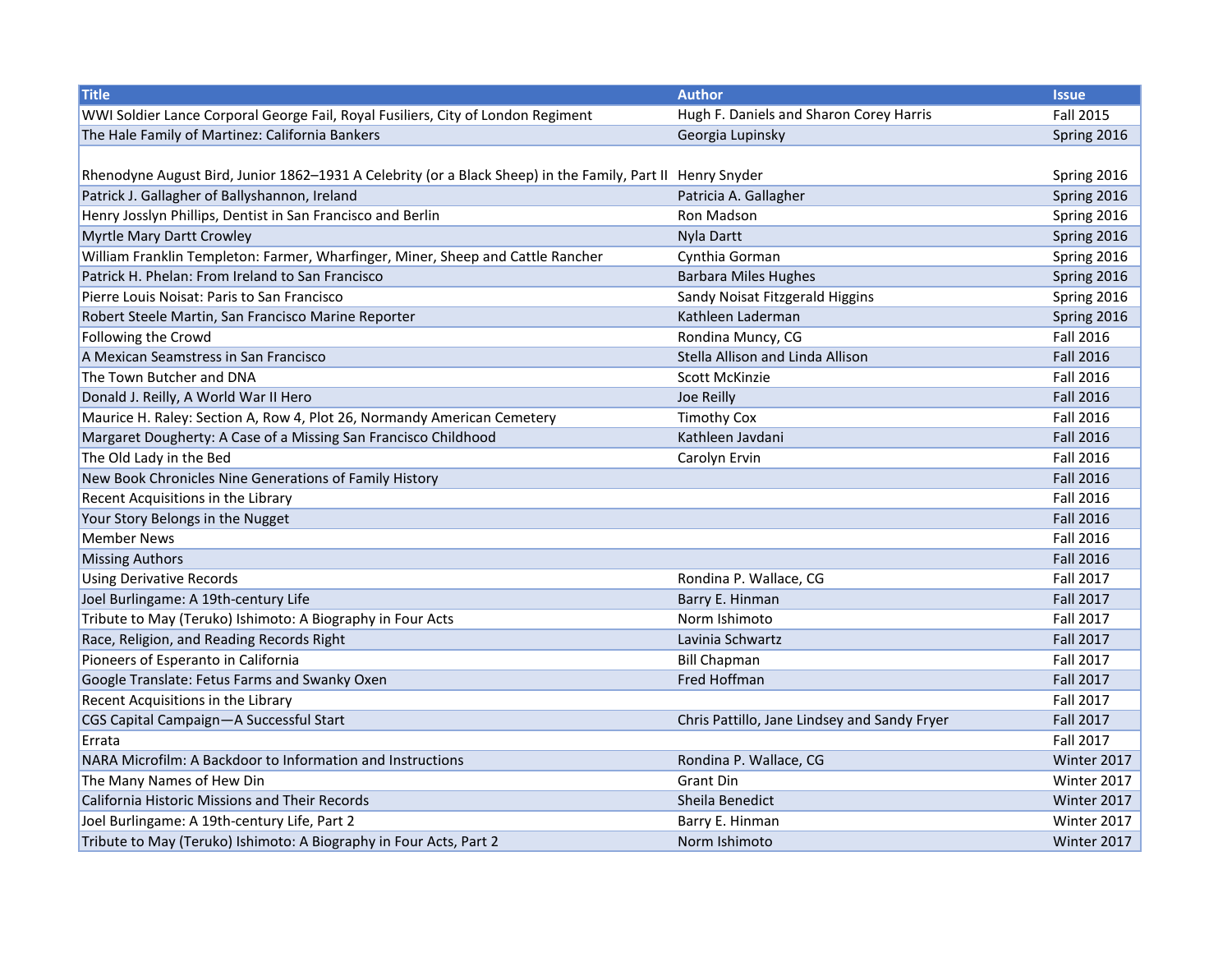| Title | Author | Issue |
|---|---|---|
| WWI Soldier Lance Corporal George Fail, Royal Fusiliers, City of London Regiment | Hugh F. Daniels and Sharon Corey Harris | Fall 2015 |
| The Hale Family of Martinez: California Bankers | Georgia Lupinsky | Spring 2016 |
| Rhenodyne August Bird, Junior 1862–1931 A Celebrity (or a Black Sheep) in the Family, Part II | Henry Snyder | Spring 2016 |
| Patrick J. Gallagher of Ballyshannon, Ireland | Patricia A. Gallagher | Spring 2016 |
| Henry Josslyn Phillips, Dentist in San Francisco and Berlin | Ron Madson | Spring 2016 |
| Myrtle Mary Dartt Crowley | Nyla Dartt | Spring 2016 |
| William Franklin Templeton: Farmer, Wharfinger, Miner, Sheep and Cattle Rancher | Cynthia Gorman | Spring 2016 |
| Patrick H. Phelan: From Ireland to San Francisco | Barbara Miles Hughes | Spring 2016 |
| Pierre Louis Noisat: Paris to San Francisco | Sandy Noisat Fitzgerald Higgins | Spring 2016 |
| Robert Steele Martin, San Francisco Marine Reporter | Kathleen Laderman | Spring 2016 |
| Following the Crowd | Rondina Muncy, CG | Fall 2016 |
| A Mexican Seamstress in San Francisco | Stella Allison and Linda Allison | Fall 2016 |
| The Town Butcher and DNA | Scott McKinzie | Fall 2016 |
| Donald J. Reilly, A World War II Hero | Joe Reilly | Fall 2016 |
| Maurice H. Raley: Section A, Row 4, Plot 26, Normandy American Cemetery | Timothy Cox | Fall 2016 |
| Margaret Dougherty: A Case of a Missing San Francisco Childhood | Kathleen Javdani | Fall 2016 |
| The Old Lady in the Bed | Carolyn Ervin | Fall 2016 |
| New Book Chronicles Nine Generations of Family History | | Fall 2016 |
| Recent Acquisitions in the Library | | Fall 2016 |
| Your Story Belongs in the Nugget | | Fall 2016 |
| Member News | | Fall 2016 |
| Missing Authors | | Fall 2016 |
| Using Derivative Records | Rondina P. Wallace, CG | Fall 2017 |
| Joel Burlingame: A 19th-century Life | Barry E. Hinman | Fall 2017 |
| Tribute to May (Teruko) Ishimoto: A Biography in Four Acts | Norm Ishimoto | Fall 2017 |
| Race, Religion, and Reading Records Right | Lavinia Schwartz | Fall 2017 |
| Pioneers of Esperanto in California | Bill Chapman | Fall 2017 |
| Google Translate: Fetus Farms and Swanky Oxen | Fred Hoffman | Fall 2017 |
| Recent Acquisitions in the Library | | Fall 2017 |
| CGS Capital Campaign—A Successful Start | Chris Pattillo, Jane Lindsey and Sandy Fryer | Fall 2017 |
| Errata | | Fall 2017 |
| NARA Microfilm: A Backdoor to Information and Instructions | Rondina P. Wallace, CG | Winter 2017 |
| The Many Names of Hew Din | Grant Din | Winter 2017 |
| California Historic Missions and Their Records | Sheila Benedict | Winter 2017 |
| Joel Burlingame: A 19th-century Life, Part 2 | Barry E. Hinman | Winter 2017 |
| Tribute to May (Teruko) Ishimoto: A Biography in Four Acts, Part 2 | Norm Ishimoto | Winter 2017 |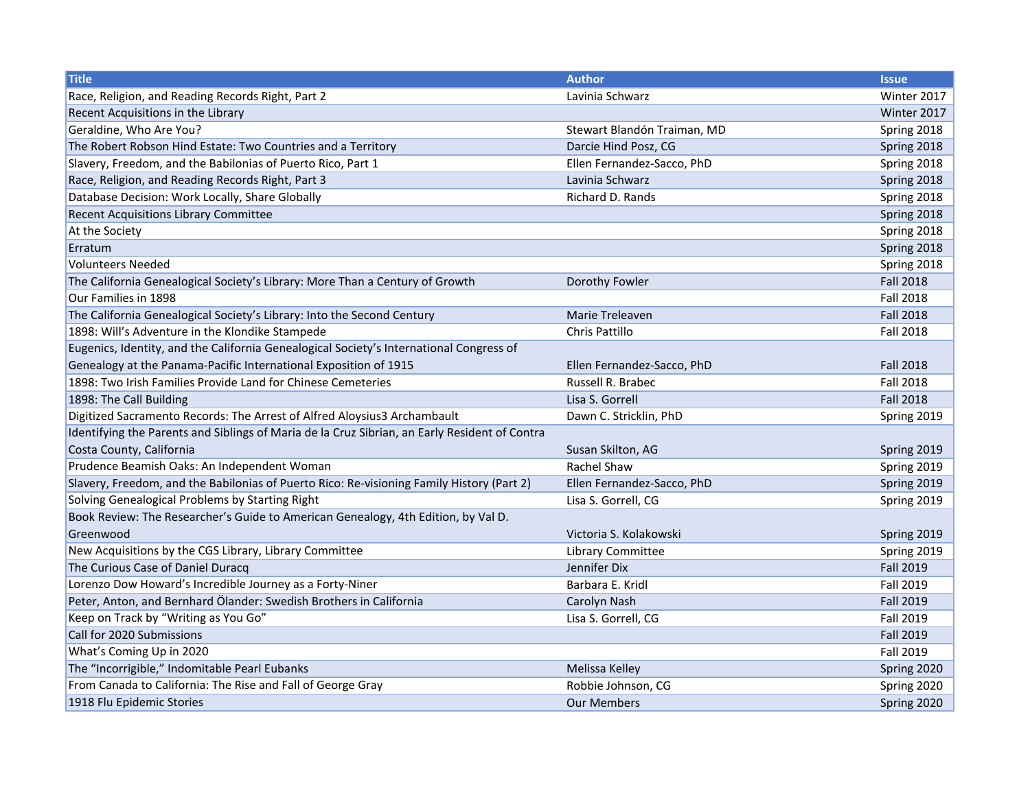| Title | Author | Issue |
|---|---|---|
| Race, Religion, and Reading Records Right, Part 2 | Lavinia Schwarz | Winter 2017 |
| Recent Acquisitions in the Library | | Winter 2017 |
| Geraldine, Who Are You? | Stewart Blandón Traiman, MD | Spring 2018 |
| The Robert Robson Hind Estate: Two Countries and a Territory | Darcie Hind Posz, CG | Spring 2018 |
| Slavery, Freedom, and the Babilonias of Puerto Rico, Part 1 | Ellen Fernandez-Sacco, PhD | Spring 2018 |
| Race, Religion, and Reading Records Right, Part 3 | Lavinia Schwarz | Spring 2018 |
| Database Decision: Work Locally, Share Globally | Richard D. Rands | Spring 2018 |
| Recent Acquisitions Library Committee | | Spring 2018 |
| At the Society | | Spring 2018 |
| Erratum | | Spring 2018 |
| Volunteers Needed | | Spring 2018 |
| The California Genealogical Society's Library: More Than a Century of Growth | Dorothy Fowler | Fall 2018 |
| Our Families in 1898 | | Fall 2018 |
| The California Genealogical Society's Library: Into the Second Century | Marie Treleaven | Fall 2018 |
| 1898: Will's Adventure in the Klondike Stampede | Chris Pattillo | Fall 2018 |
| Eugenics, Identity, and the California Genealogical Society's International Congress of Genealogy at the Panama-Pacific International Exposition of 1915 | Ellen Fernandez-Sacco, PhD | Fall 2018 |
| 1898: Two Irish Families Provide Land for Chinese Cemeteries | Russell R. Brabec | Fall 2018 |
| 1898: The Call Building | Lisa S. Gorrell | Fall 2018 |
| Digitized Sacramento Records: The Arrest of Alfred Aloysius3 Archambault | Dawn C. Stricklin, PhD | Spring 2019 |
| Identifying the Parents and Siblings of Maria de la Cruz Sibrian, an Early Resident of Contra Costa County, California | Susan Skilton, AG | Spring 2019 |
| Prudence Beamish Oaks: An Independent Woman | Rachel Shaw | Spring 2019 |
| Slavery, Freedom, and the Babilonias of Puerto Rico: Re-visioning Family History (Part 2) | Ellen Fernandez-Sacco, PhD | Spring 2019 |
| Solving Genealogical Problems by Starting Right | Lisa S. Gorrell, CG | Spring 2019 |
| Book Review: The Researcher's Guide to American Genealogy, 4th Edition, by Val D. Greenwood | Victoria S. Kolakowski | Spring 2019 |
| New Acquisitions by the CGS Library, Library Committee | Library Committee | Spring 2019 |
| The Curious Case of Daniel Duracq | Jennifer Dix | Fall 2019 |
| Lorenzo Dow Howard's Incredible Journey as a Forty-Niner | Barbara E. Kridl | Fall 2019 |
| Peter, Anton, and Bernhard Õlander: Swedish Brothers in California | Carolyn Nash | Fall 2019 |
| Keep on Track by "Writing as You Go" | Lisa S. Gorrell, CG | Fall 2019 |
| Call for 2020 Submissions | | Fall 2019 |
| What's Coming Up in 2020 | | Fall 2019 |
| The "Incorrigible," Indomitable Pearl Eubanks | Melissa Kelley | Spring 2020 |
| From Canada to California: The Rise and Fall of George Gray | Robbie Johnson, CG | Spring 2020 |
| 1918 Flu Epidemic Stories | Our Members | Spring 2020 |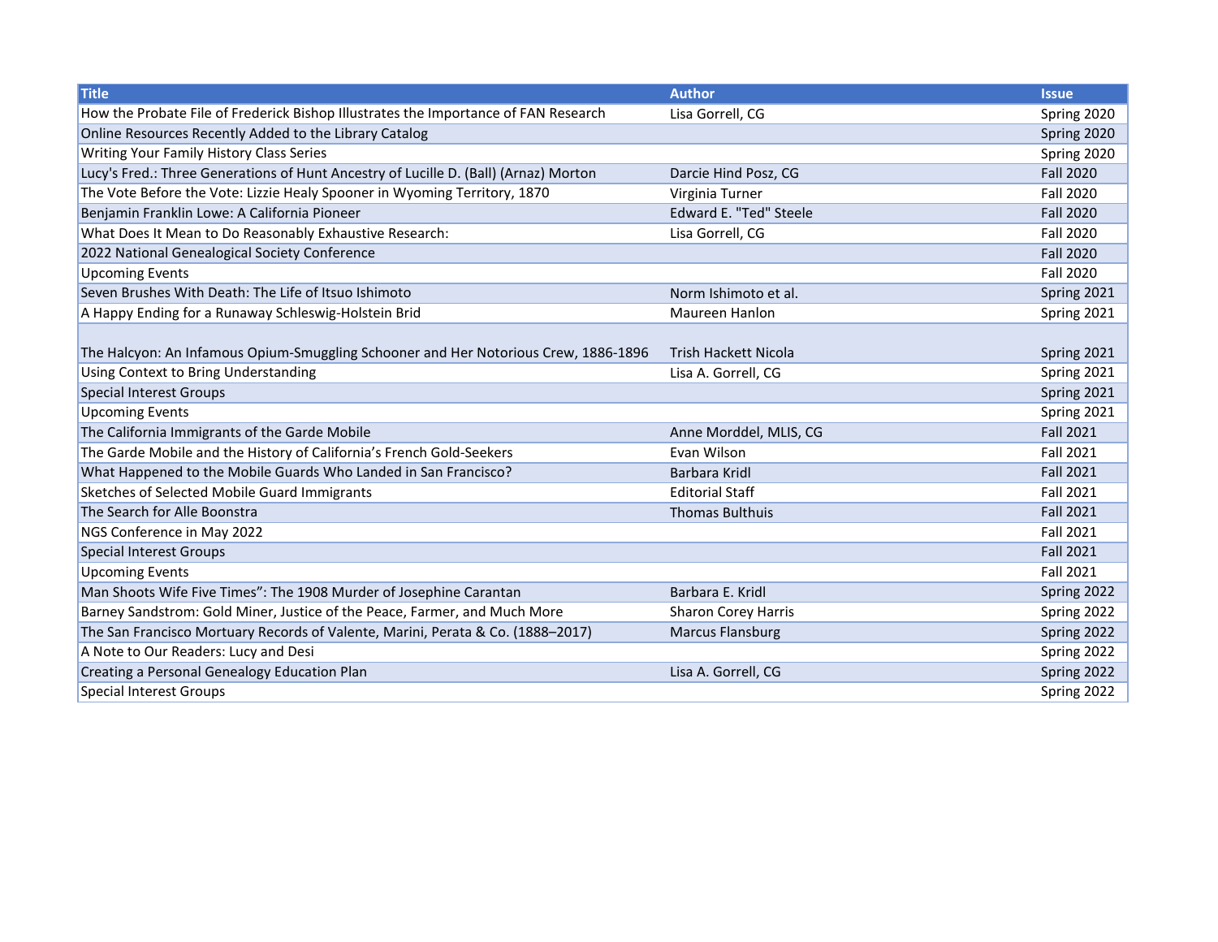| Title | Author | Issue |
|---|---|---|
| How the Probate File of Frederick Bishop Illustrates the Importance of FAN Research | Lisa Gorrell, CG | Spring 2020 |
| Online Resources Recently Added to the Library Catalog | | Spring 2020 |
| Writing Your Family History Class Series | | Spring 2020 |
| Lucy's Fred.: Three Generations of Hunt Ancestry of Lucille D. (Ball) (Arnaz) Morton | Darcie Hind Posz, CG | Fall 2020 |
| The Vote Before the Vote: Lizzie Healy Spooner in Wyoming Territory, 1870 | Virginia Turner | Fall 2020 |
| Benjamin Franklin Lowe: A California Pioneer | Edward E. "Ted" Steele | Fall 2020 |
| What Does It Mean to Do Reasonably Exhaustive Research: | Lisa Gorrell, CG | Fall 2020 |
| 2022 National Genealogical Society Conference | | Fall 2020 |
| Upcoming Events | | Fall 2020 |
| Seven Brushes With Death: The Life of Itsuo Ishimoto | Norm Ishimoto et al. | Spring 2021 |
| A Happy Ending for a Runaway Schleswig-Holstein Brid | Maureen Hanlon | Spring 2021 |
| The Halcyon: An Infamous Opium-Smuggling Schooner and Her Notorious Crew, 1886-1896 | Trish Hackett Nicola | Spring 2021 |
| Using Context to Bring Understanding | Lisa A. Gorrell, CG | Spring 2021 |
| Special Interest Groups | | Spring 2021 |
| Upcoming Events | | Spring 2021 |
| The California Immigrants of the Garde Mobile | Anne Morddel, MLIS, CG | Fall 2021 |
| The Garde Mobile and the History of California's French Gold-Seekers | Evan Wilson | Fall 2021 |
| What Happened to the Mobile Guards Who Landed in San Francisco? | Barbara Kridl | Fall 2021 |
| Sketches of Selected Mobile Guard Immigrants | Editorial Staff | Fall 2021 |
| The Search for Alle Boonstra | Thomas Bulthuis | Fall 2021 |
| NGS Conference in May 2022 | | Fall 2021 |
| Special Interest Groups | | Fall 2021 |
| Upcoming Events | | Fall 2021 |
| Man Shoots Wife Five Times": The 1908 Murder of Josephine Carantan | Barbara E. Kridl | Spring 2022 |
| Barney Sandstrom: Gold Miner, Justice of the Peace, Farmer, and Much More | Sharon Corey Harris | Spring 2022 |
| The San Francisco Mortuary Records of Valente, Marini, Perata & Co. (1888–2017) | Marcus Flansburg | Spring 2022 |
| A Note to Our Readers: Lucy and Desi | | Spring 2022 |
| Creating a Personal Genealogy Education Plan | Lisa A. Gorrell, CG | Spring 2022 |
| Special Interest Groups | | Spring 2022 |